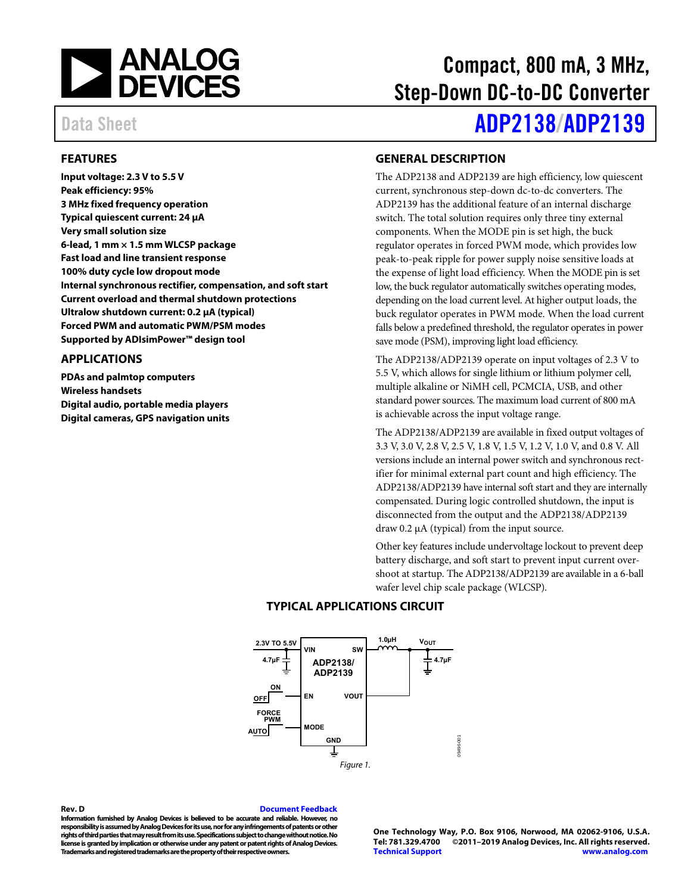# Compact, 800 mA, 3 MHz, Step-Down DC-to-DC Converter

Data Sheet

# ADP2138/ADP2139

## FEATURES

**Input voltage: 2.3 V to 5.5 V**
**Peak efficiency: 95%**
**3 MHz fixed frequency operation**
**Typical quiescent current: 24 µA**
**Very small solution size**
**6-lead, 1 mm × 1.5 mm WLCSP package**
**Fast load and line transient response**
**100% duty cycle low dropout mode**
**Internal synchronous rectifier, compensation, and soft start**
**Current overload and thermal shutdown protections**
**Ultralow shutdown current: 0.2 µA (typical)**
**Forced PWM and automatic PWM/PSM modes**
**Supported by ADIsimPower™ design tool**

## APPLICATIONS

**PDAs and palmtop computers**
**Wireless handsets**
**Digital audio, portable media players**
**Digital cameras, GPS navigation units**

## GENERAL DESCRIPTION

The ADP2138 and ADP2139 are high efficiency, low quiescent current, synchronous step-down dc-to-dc converters. The ADP2139 has the additional feature of an internal discharge switch. The total solution requires only three tiny external components. When the MODE pin is set high, the buck regulator operates in forced PWM mode, which provides low peak-to-peak ripple for power supply noise sensitive loads at the expense of light load efficiency. When the MODE pin is set low, the buck regulator automatically switches operating modes, depending on the load current level. At higher output loads, the buck regulator operates in PWM mode. When the load current falls below a predefined threshold, the regulator operates in power save mode (PSM), improving light load efficiency.

The ADP2138/ADP2139 operate on input voltages of 2.3 V to 5.5 V, which allows for single lithium or lithium polymer cell, multiple alkaline or NiMH cell, PCMCIA, USB, and other standard power sources. The maximum load current of 800 mA is achievable across the input voltage range.

The ADP2138/ADP2139 are available in fixed output voltages of 3.3 V, 3.0 V, 2.8 V, 2.5 V, 1.8 V, 1.5 V, 1.2 V, 1.0 V, and 0.8 V. All versions include an internal power switch and synchronous rectifier for minimal external part count and high efficiency. The ADP2138/ADP2139 have internal soft start and they are internally compensated. During logic controlled shutdown, the input is disconnected from the output and the ADP2138/ADP2139 draw 0.2 µA (typical) from the input source.

Other key features include undervoltage lockout to prevent deep battery discharge, and soft start to prevent input current overshoot at startup. The ADP2138/ADP2139 are available in a 6-ball wafer level chip scale package (WLCSP).

## TYPICAL APPLICATIONS CIRCUIT

2.3V TO 5.5V, 4.7µF, VIN, SW, 1.0µH, $V_{OUT}$, 4.7µF, ADP2138/ADP2139, ON/OFF, EN, VOUT, FORCE PWM/AUTO, MODE, GND

*Figure 1.*

Rev. D

Information furnished by Analog Devices is believed to be accurate and reliable. However, no responsibility is assumed by Analog Devices for its use, nor for any infringements of patents or other rights of third parties that may result from its use. Specifications subject to change without notice. No license is granted by implication or otherwise under any patent or patent rights of Analog Devices. Trademarks and registered trademarks are the property of their respective owners.

One Technology Way, P.O. Box 9106, Norwood, MA 02062-9106, U.S.A.
Tel: 781.329.4700 ©2011–2019 Analog Devices, Inc. All rights reserved.
Technical Support www.analog.com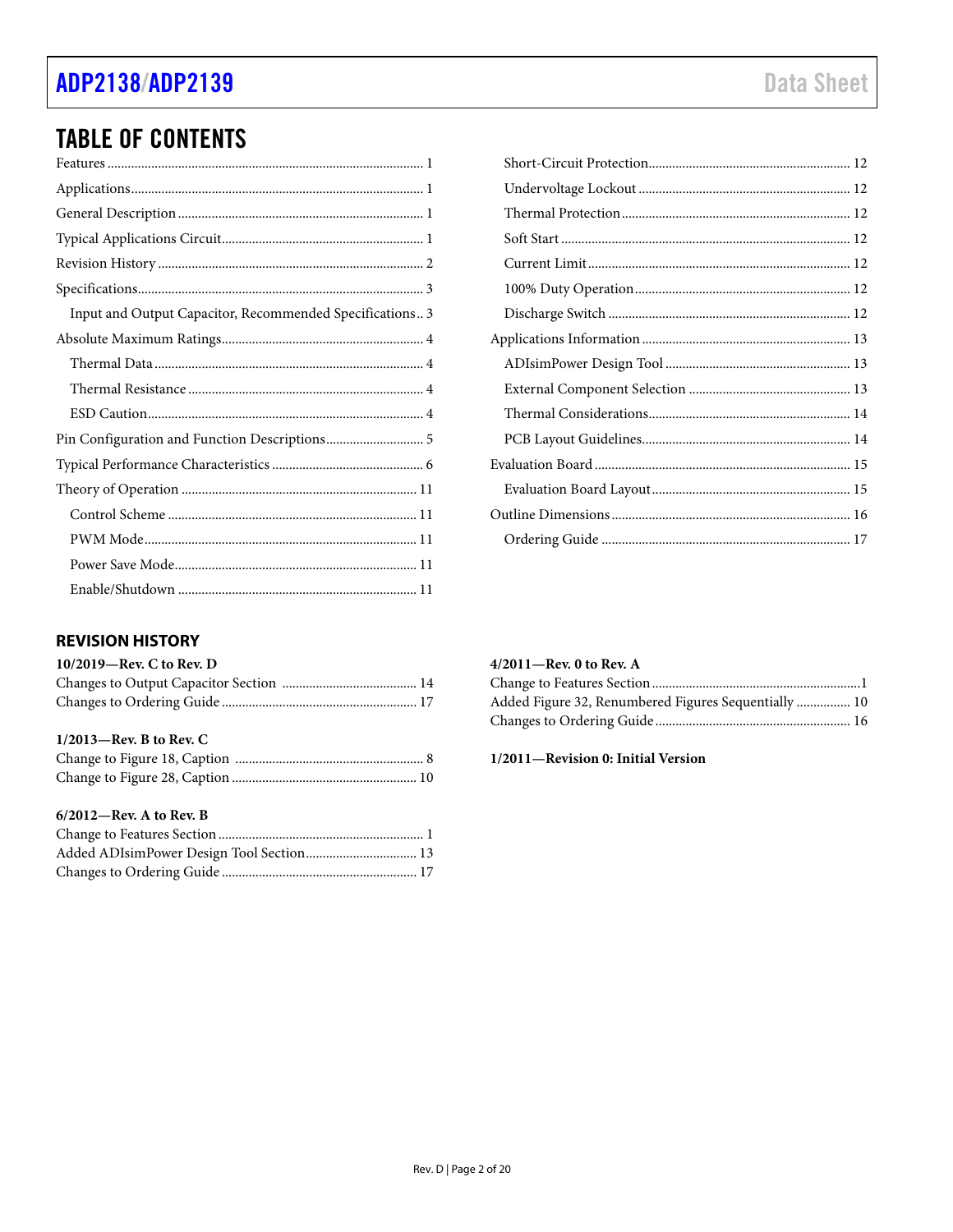## TABLE OF CONTENTS

Features ........ 1
Applications ........ 1
General Description ........ 1
Typical Applications Circuit ........ 1
Revision History ........ 2
Specifications ........ 3
  Input and Output Capacitor, Recommended Specifications ........ 3
Absolute Maximum Ratings ........ 4
  Thermal Data ........ 4
  Thermal Resistance ........ 4
  ESD Caution ........ 4
Pin Configuration and Function Descriptions ........ 5
Typical Performance Characteristics ........ 6
Theory of Operation ........ 11
  Control Scheme ........ 11
  PWM Mode ........ 11
  Power Save Mode ........ 11
  Enable/Shutdown ........ 11
  Short-Circuit Protection ........ 12
  Undervoltage Lockout ........ 12
  Thermal Protection ........ 12
  Soft Start ........ 12
  Current Limit ........ 12
  100% Duty Operation ........ 12
  Discharge Switch ........ 12
Applications Information ........ 13
  ADIsimPower Design Tool ........ 13
  External Component Selection ........ 13
  Thermal Considerations ........ 14
  PCB Layout Guidelines ........ 14
Evaluation Board ........ 15
  Evaluation Board Layout ........ 15
Outline Dimensions ........ 16
  Ordering Guide ........ 17

## REVISION HISTORY

**10/2019—Rev. C to Rev. D**

Changes to Output Capacitor Section ........ 14
Changes to Ordering Guide ........ 17

**1/2013—Rev. B to Rev. C**

Change to Figure 18, Caption ........ 8
Change to Figure 28, Caption ........ 10

**6/2012—Rev. A to Rev. B**

Change to Features Section ........ 1
Added ADIsimPower Design Tool Section ........ 13
Changes to Ordering Guide ........ 17

**4/2011—Rev. 0 to Rev. A**

Change to Features Section ........ 1
Added Figure 32, Renumbered Figures Sequentially ........ 10
Changes to Ordering Guide ........ 16

**1/2011—Revision 0: Initial Version**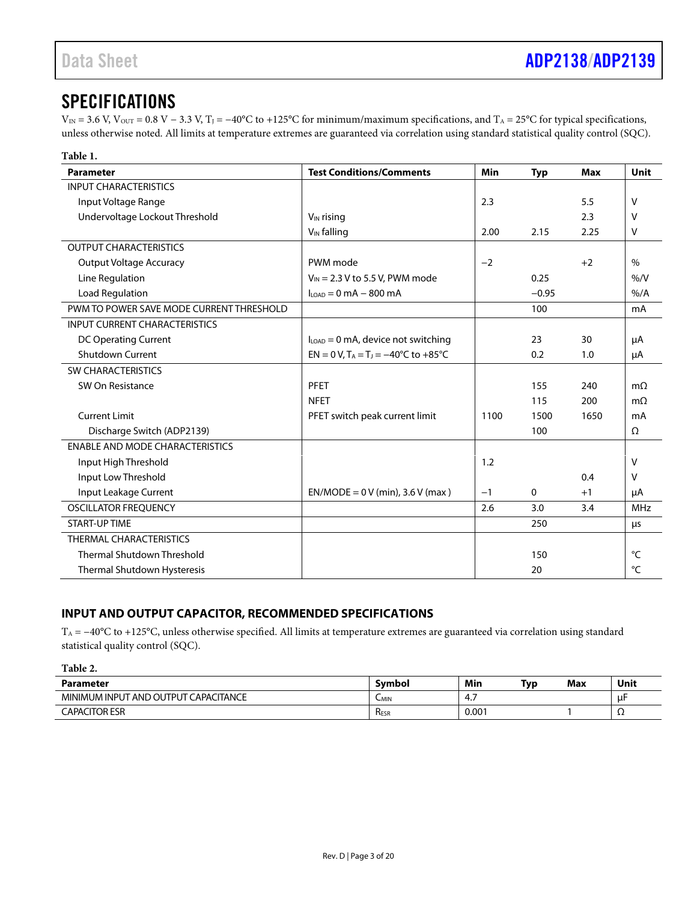## SPECIFICATIONS

$V_{IN}$ = 3.6 V, $V_{OUT}$ = 0.8 V − 3.3 V, $T_J$ = −40°C to +125°C for minimum/maximum specifications, and $T_A$ = 25°C for typical specifications, unless otherwise noted. All limits at temperature extremes are guaranteed via correlation using standard statistical quality control (SQC).

**Table 1.**

| Parameter | Test Conditions/Comments | Min | Typ | Max | Unit |
|---|---|---|---|---|---|
| INPUT CHARACTERISTICS | | | | | |
| Input Voltage Range | | 2.3 | | 5.5 | V |
| Undervoltage Lockout Threshold | $V_{IN}$ rising | | | 2.3 | V |
| | $V_{IN}$ falling | 2.00 | 2.15 | 2.25 | V |
| OUTPUT CHARACTERISTICS | | | | | |
| Output Voltage Accuracy | PWM mode | −2 | | +2 | % |
| Line Regulation | $V_{IN}$ = 2.3 V to 5.5 V, PWM mode | | 0.25 | | %/V |
| Load Regulation | $I_{LOAD}$ = 0 mA − 800 mA | | −0.95 | | %/A |
| PWM TO POWER SAVE MODE CURRENT THRESHOLD | | | 100 | | mA |
| INPUT CURRENT CHARACTERISTICS | | | | | |
| DC Operating Current | $I_{LOAD}$ = 0 mA, device not switching | | 23 | 30 | μA |
| Shutdown Current | EN = 0 V, $T_A$ = $T_J$ = −40°C to +85°C | | 0.2 | 1.0 | μA |
| SW CHARACTERISTICS | | | | | |
| SW On Resistance | PFET | | 155 | 240 | mΩ |
| | NFET | | 115 | 200 | mΩ |
| Current Limit | PFET switch peak current limit | 1100 | 1500 | 1650 | mA |
| Discharge Switch (ADP2139) | | | 100 | | Ω |
| ENABLE AND MODE CHARACTERISTICS | | | | | |
| Input High Threshold | | 1.2 | | | V |
| Input Low Threshold | | | | 0.4 | V |
| Input Leakage Current | EN/MODE = 0 V (min), 3.6 V (max ) | −1 | 0 | +1 | μA |
| OSCILLATOR FREQUENCY | | 2.6 | 3.0 | 3.4 | MHz |
| START-UP TIME | | | 250 | | μs |
| THERMAL CHARACTERISTICS | | | | | |
| Thermal Shutdown Threshold | | | 150 | | °C |
| Thermal Shutdown Hysteresis | | | 20 | | °C |

### INPUT AND OUTPUT CAPACITOR, RECOMMENDED SPECIFICATIONS

$T_A$ = −40°C to +125°C, unless otherwise specified. All limits at temperature extremes are guaranteed via correlation using standard statistical quality control (SQC).

**Table 2.**

| Parameter | Symbol | Min | Typ | Max | Unit |
|---|---|---|---|---|---|
| MINIMUM INPUT AND OUTPUT CAPACITANCE | $C_{MIN}$ | 4.7 | | | μF |
| CAPACITOR ESR | $R_{ESR}$ | 0.001 | | 1 | Ω |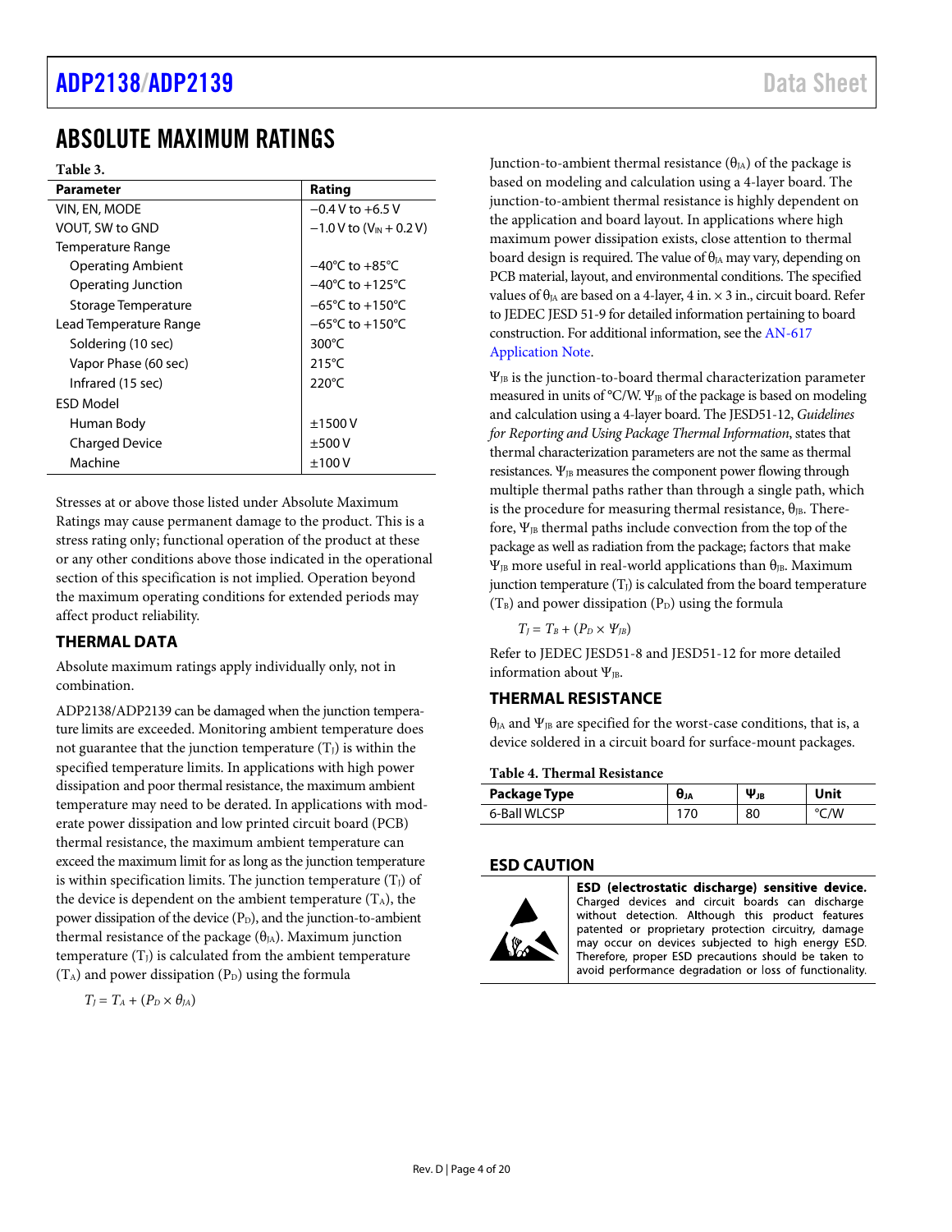# ABSOLUTE MAXIMUM RATINGS

**Table 3.**

| Parameter | Rating |
|---|---|
| VIN, EN, MODE | −0.4 V to +6.5 V |
| VOUT, SW to GND | −1.0 V to ($V_{IN}$ + 0.2 V) |
| Temperature Range | |
| Operating Ambient | −40°C to +85°C |
| Operating Junction | −40°C to +125°C |
| Storage Temperature | −65°C to +150°C |
| Lead Temperature Range | −65°C to +150°C |
| Soldering (10 sec) | 300°C |
| Vapor Phase (60 sec) | 215°C |
| Infrared (15 sec) | 220°C |
| ESD Model | |
| Human Body | ±1500 V |
| Charged Device | ±500 V |
| Machine | ±100 V |

Stresses at or above those listed under Absolute Maximum Ratings may cause permanent damage to the product. This is a stress rating only; functional operation of the product at these or any other conditions above those indicated in the operational section of this specification is not implied. Operation beyond the maximum operating conditions for extended periods may affect product reliability.

## THERMAL DATA

Absolute maximum ratings apply individually only, not in combination.

ADP2138/ADP2139 can be damaged when the junction temperature limits are exceeded. Monitoring ambient temperature does not guarantee that the junction temperature ($T_J$) is within the specified temperature limits. In applications with high power dissipation and poor thermal resistance, the maximum ambient temperature may need to be derated. In applications with moderate power dissipation and low printed circuit board (PCB) thermal resistance, the maximum ambient temperature can exceed the maximum limit for as long as the junction temperature is within specification limits. The junction temperature ($T_J$) of the device is dependent on the ambient temperature ($T_A$), the power dissipation of the device ($P_D$), and the junction-to-ambient thermal resistance of the package ($\theta_{JA}$). Maximum junction temperature ($T_J$) is calculated from the ambient temperature ($T_A$) and power dissipation ($P_D$) using the formula

$$T_J = T_A + (P_D \times \theta_{JA})$$

Junction-to-ambient thermal resistance ($\theta_{JA}$) of the package is based on modeling and calculation using a 4-layer board. The junction-to-ambient thermal resistance is highly dependent on the application and board layout. In applications where high maximum power dissipation exists, close attention to thermal board design is required. The value of $\theta_{JA}$ may vary, depending on PCB material, layout, and environmental conditions. The specified values of $\theta_{JA}$ are based on a 4-layer, 4 in. × 3 in., circuit board. Refer to JEDEC JESD 51-9 for detailed information pertaining to board construction. For additional information, see the AN-617 Application Note.

$\Psi_{JB}$ is the junction-to-board thermal characterization parameter measured in units of °C/W. $\Psi_{JB}$ of the package is based on modeling and calculation using a 4-layer board. The JESD51-12, *Guidelines for Reporting and Using Package Thermal Information*, states that thermal characterization parameters are not the same as thermal resistances. $\Psi_{JB}$ measures the component power flowing through multiple thermal paths rather than through a single path, which is the procedure for measuring thermal resistance, $\theta_{JB}$. Therefore, $\Psi_{JB}$ thermal paths include convection from the top of the package as well as radiation from the package; factors that make $\Psi_{JB}$ more useful in real-world applications than $\theta_{JB}$. Maximum junction temperature ($T_J$) is calculated from the board temperature ($T_B$) and power dissipation ($P_D$) using the formula

$$T_J = T_B + (P_D \times \Psi_{JB})$$

Refer to JEDEC JESD51-8 and JESD51-12 for more detailed information about $\Psi_{JB}$.

## THERMAL RESISTANCE

$\theta_{JA}$ and $\Psi_{JB}$ are specified for the worst-case conditions, that is, a device soldered in a circuit board for surface-mount packages.

**Table 4. Thermal Resistance**

| Package Type | $\theta_{JA}$ | $\Psi_{JB}$ | Unit |
|---|---|---|---|
| 6-Ball WLCSP | 170 | 80 | °C/W |

## ESD CAUTION

**ESD (electrostatic discharge) sensitive device.** Charged devices and circuit boards can discharge without detection. Although this product features patented or proprietary protection circuitry, damage may occur on devices subjected to high energy ESD. Therefore, proper ESD precautions should be taken to avoid performance degradation or loss of functionality.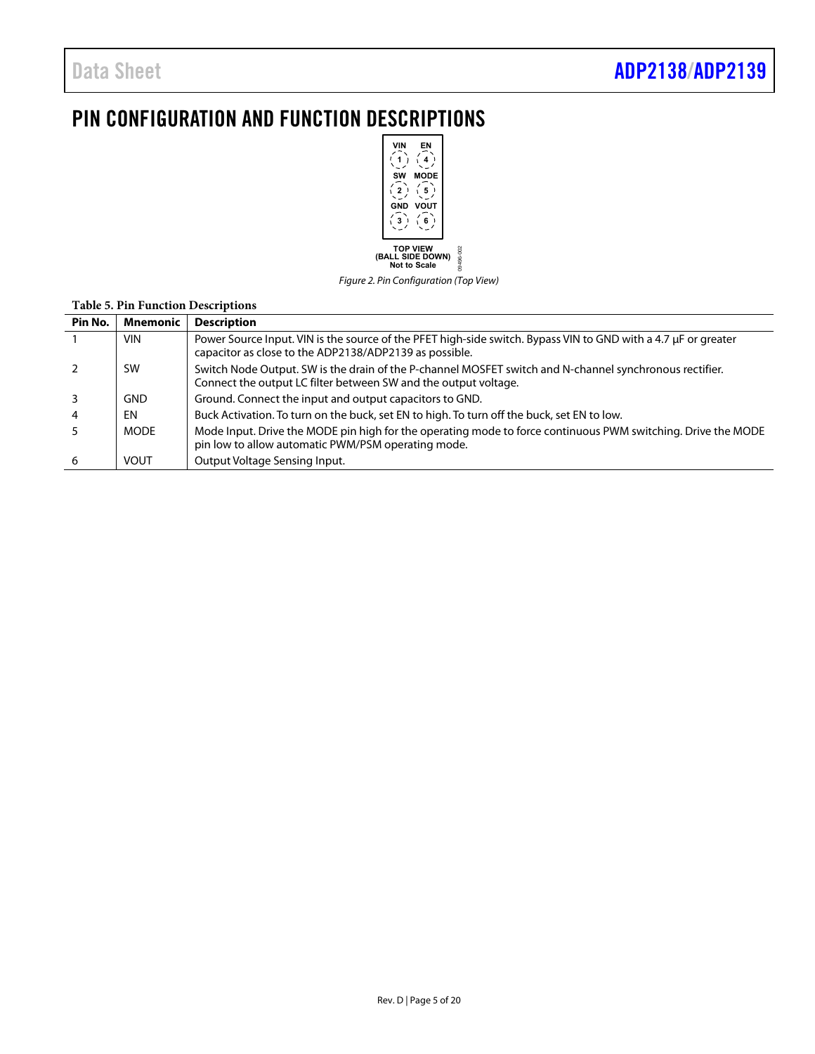# PIN CONFIGURATION AND FUNCTION DESCRIPTIONS

*Figure 2. Pin Configuration (Top View)*

**Table 5. Pin Function Descriptions**

| Pin No. | Mnemonic | Description |
| --- | --- | --- |
| 1 | VIN | Power Source Input. VIN is the source of the PFET high-side switch. Bypass VIN to GND with a 4.7 μF or greater capacitor as close to the ADP2138/ADP2139 as possible. |
| 2 | SW | Switch Node Output. SW is the drain of the P-channel MOSFET switch and N-channel synchronous rectifier. Connect the output LC filter between SW and the output voltage. |
| 3 | GND | Ground. Connect the input and output capacitors to GND. |
| 4 | EN | Buck Activation. To turn on the buck, set EN to high. To turn off the buck, set EN to low. |
| 5 | MODE | Mode Input. Drive the MODE pin high for the operating mode to force continuous PWM switching. Drive the MODE pin low to allow automatic PWM/PSM operating mode. |
| 6 | VOUT | Output Voltage Sensing Input. |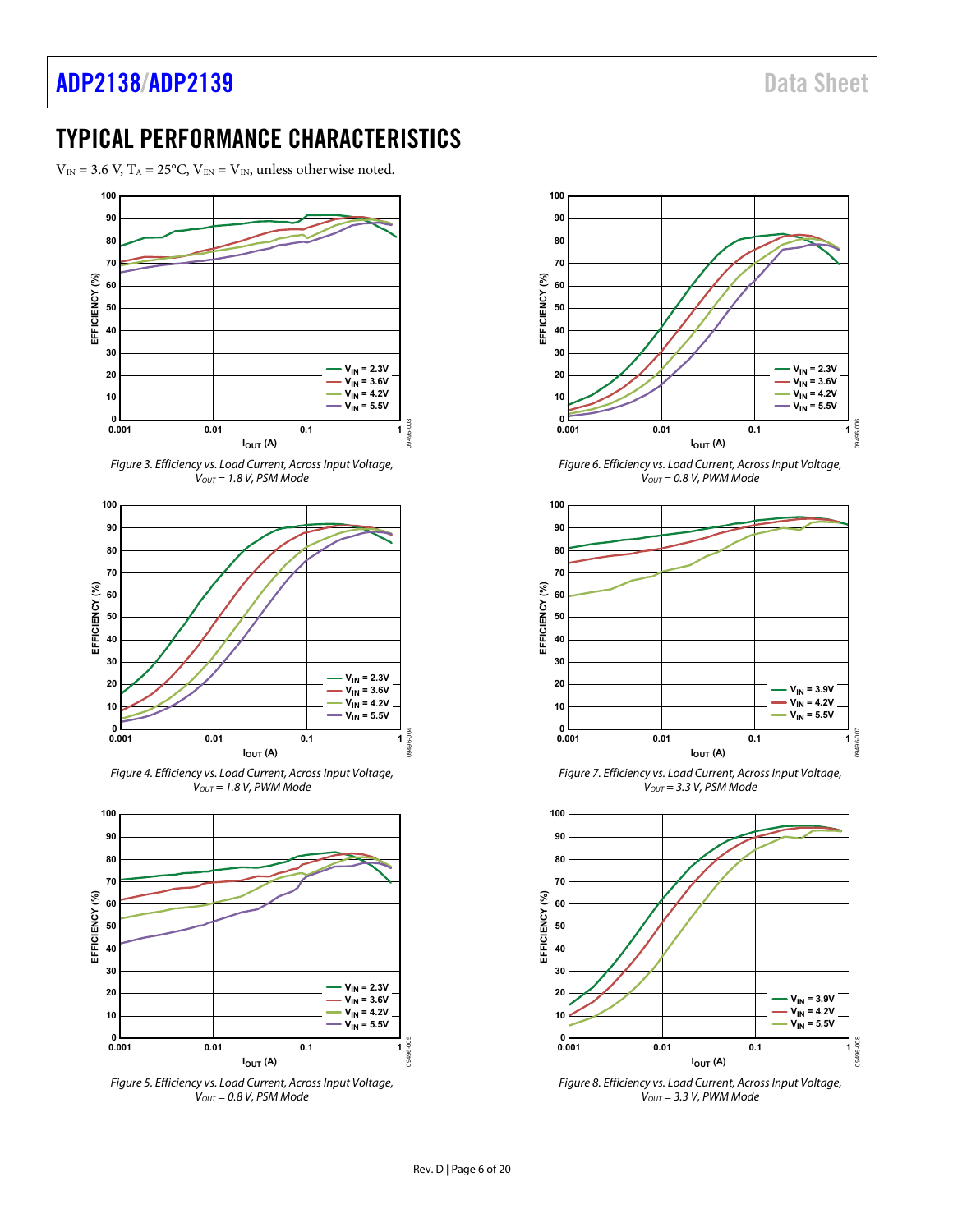## TYPICAL PERFORMANCE CHARACTERISTICS

$V_{IN}$ = 3.6 V, $T_A$ = 25°C, $V_{EN}$ = $V_{IN}$, unless otherwise noted.

*Figure 3. Efficiency vs. Load Current, Across Input Voltage, $V_{OUT}$ = 1.8 V, PSM Mode*

*Figure 4. Efficiency vs. Load Current, Across Input Voltage, $V_{OUT}$ = 1.8 V, PWM Mode*

*Figure 5. Efficiency vs. Load Current, Across Input Voltage, $V_{OUT}$ = 0.8 V, PSM Mode*

*Figure 6. Efficiency vs. Load Current, Across Input Voltage, $V_{OUT}$ = 0.8 V, PWM Mode*

*Figure 7. Efficiency vs. Load Current, Across Input Voltage, $V_{OUT}$ = 3.3 V, PSM Mode*

*Figure 8. Efficiency vs. Load Current, Across Input Voltage, $V_{OUT}$ = 3.3 V, PWM Mode*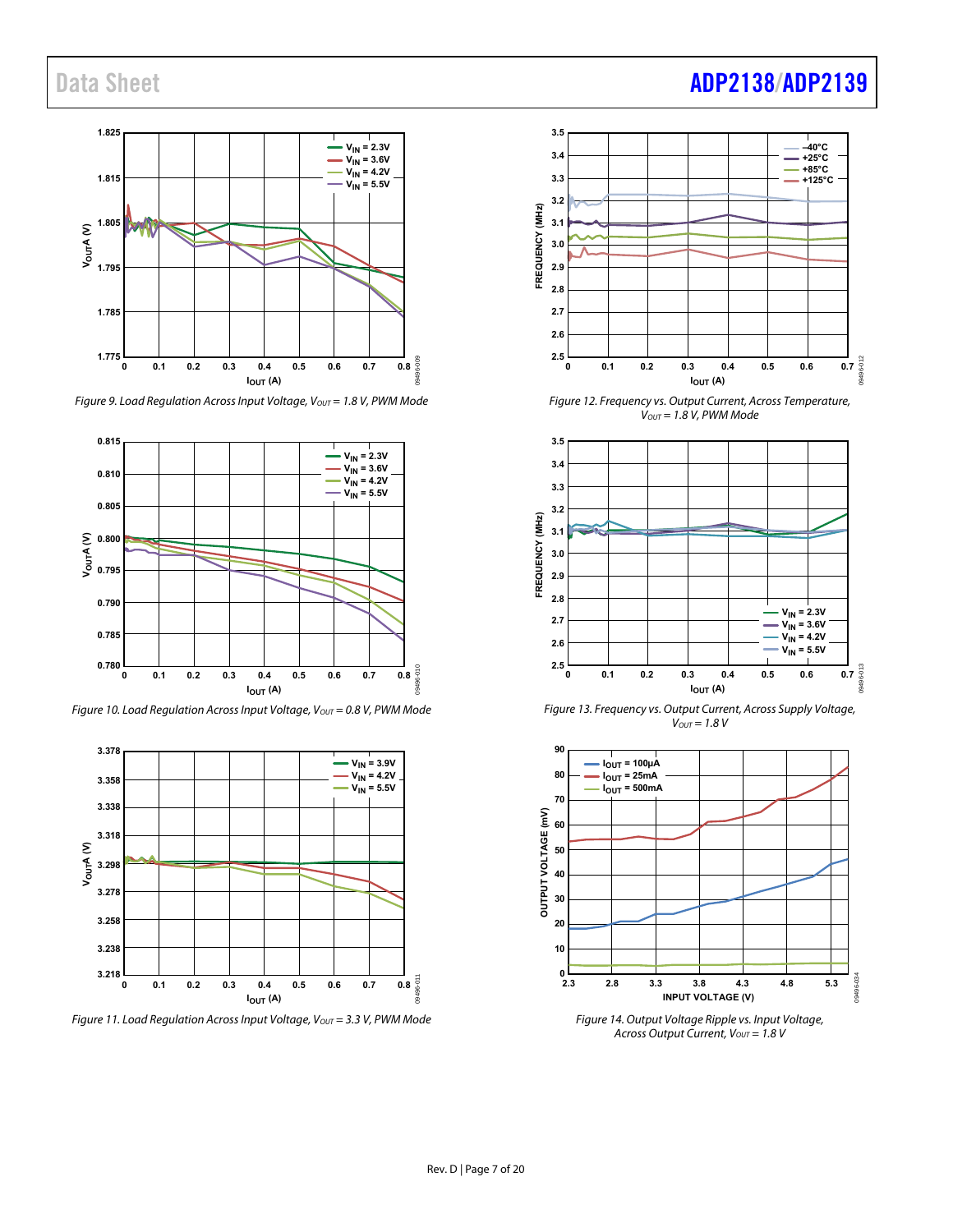Figure 9. Load Regulation Across Input Voltage, $V_{OUT}$ = 1.8 V, PWM Mode

Figure 10. Load Regulation Across Input Voltage, $V_{OUT}$ = 0.8 V, PWM Mode

Figure 11. Load Regulation Across Input Voltage, $V_{OUT}$ = 3.3 V, PWM Mode

Figure 12. Frequency vs. Output Current, Across Temperature, $V_{OUT}$ = 1.8 V, PWM Mode

Figure 13. Frequency vs. Output Current, Across Supply Voltage, $V_{OUT}$ = 1.8 V

Figure 14. Output Voltage Ripple vs. Input Voltage, Across Output Current, $V_{OUT}$ = 1.8 V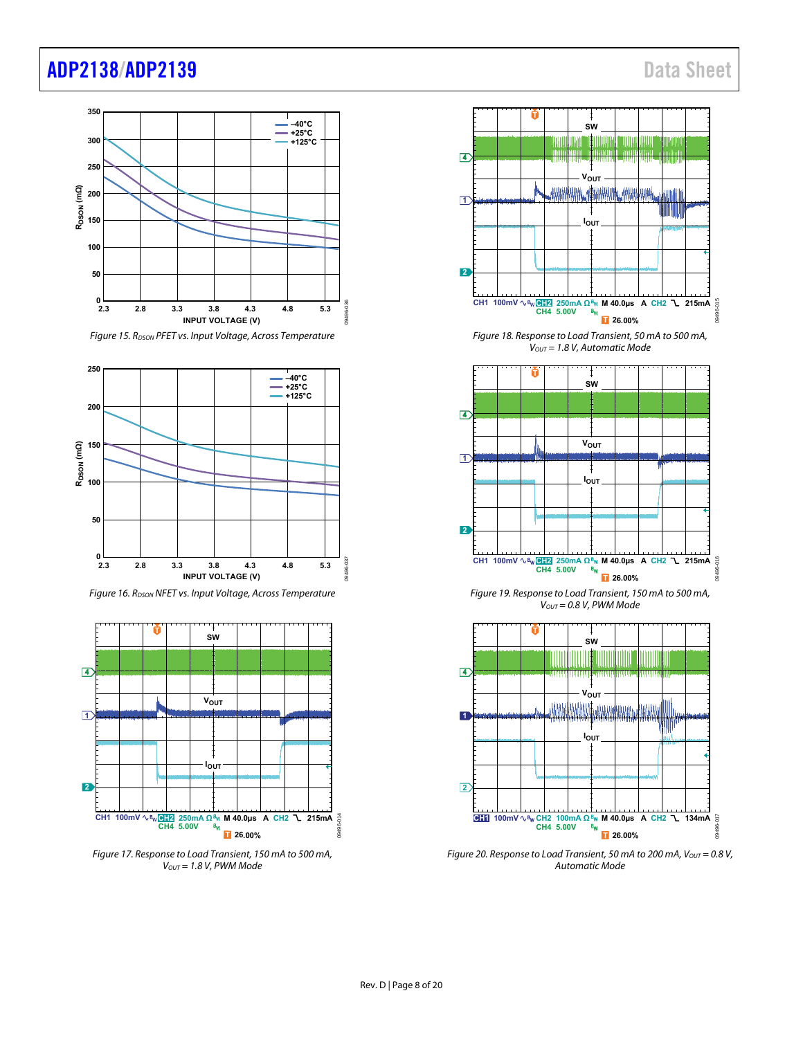Figure 15. $R_{DSON}$ PFET vs. Input Voltage, Across Temperature

Figure 16. $R_{DSON}$ NFET vs. Input Voltage, Across Temperature

Figure 17. Response to Load Transient, 150 mA to 500 mA, $V_{OUT}$ = 1.8 V, PWM Mode

Figure 18. Response to Load Transient, 50 mA to 500 mA, $V_{OUT}$ = 1.8 V, Automatic Mode

Figure 19. Response to Load Transient, 150 mA to 500 mA, $V_{OUT}$ = 0.8 V, PWM Mode

Figure 20. Response to Load Transient, 50 mA to 200 mA, $V_{OUT}$ = 0.8 V, Automatic Mode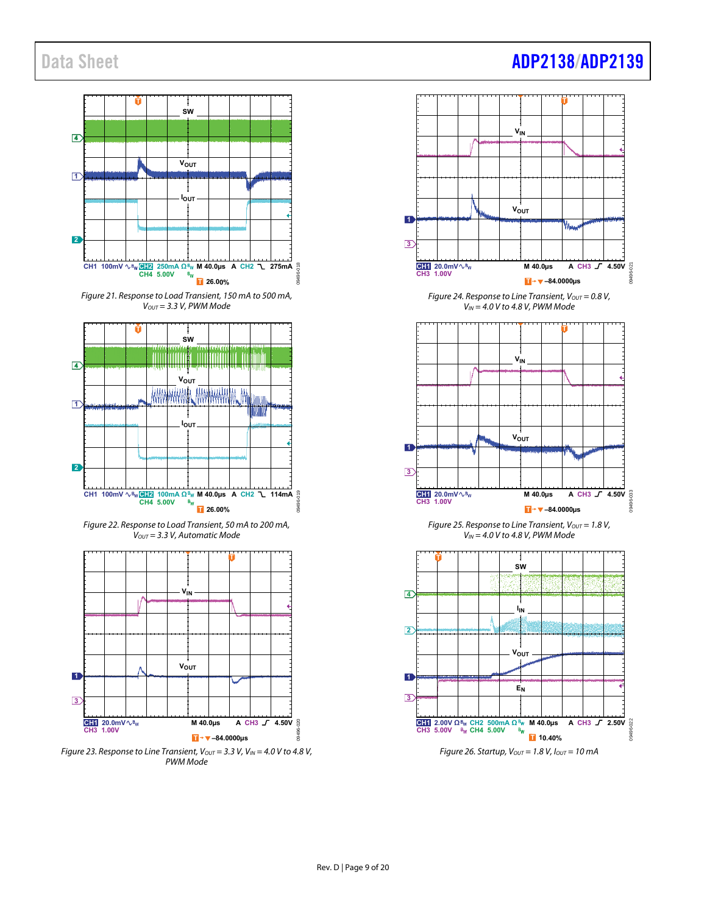Figure 21. Response to Load Transient, 150 mA to 500 mA, $V_{OUT}$ = 3.3 V, PWM Mode

Figure 22. Response to Load Transient, 50 mA to 200 mA, $V_{OUT}$ = 3.3 V, Automatic Mode

Figure 23. Response to Line Transient, $V_{OUT}$ = 3.3 V, $V_{IN}$ = 4.0 V to 4.8 V, PWM Mode

Figure 24. Response to Line Transient, $V_{OUT}$ = 0.8 V, $V_{IN}$ = 4.0 V to 4.8 V, PWM Mode

Figure 25. Response to Line Transient, $V_{OUT}$ = 1.8 V, $V_{IN}$ = 4.0 V to 4.8 V, PWM Mode

Figure 26. Startup, $V_{OUT}$ = 1.8 V, $I_{OUT}$ = 10 mA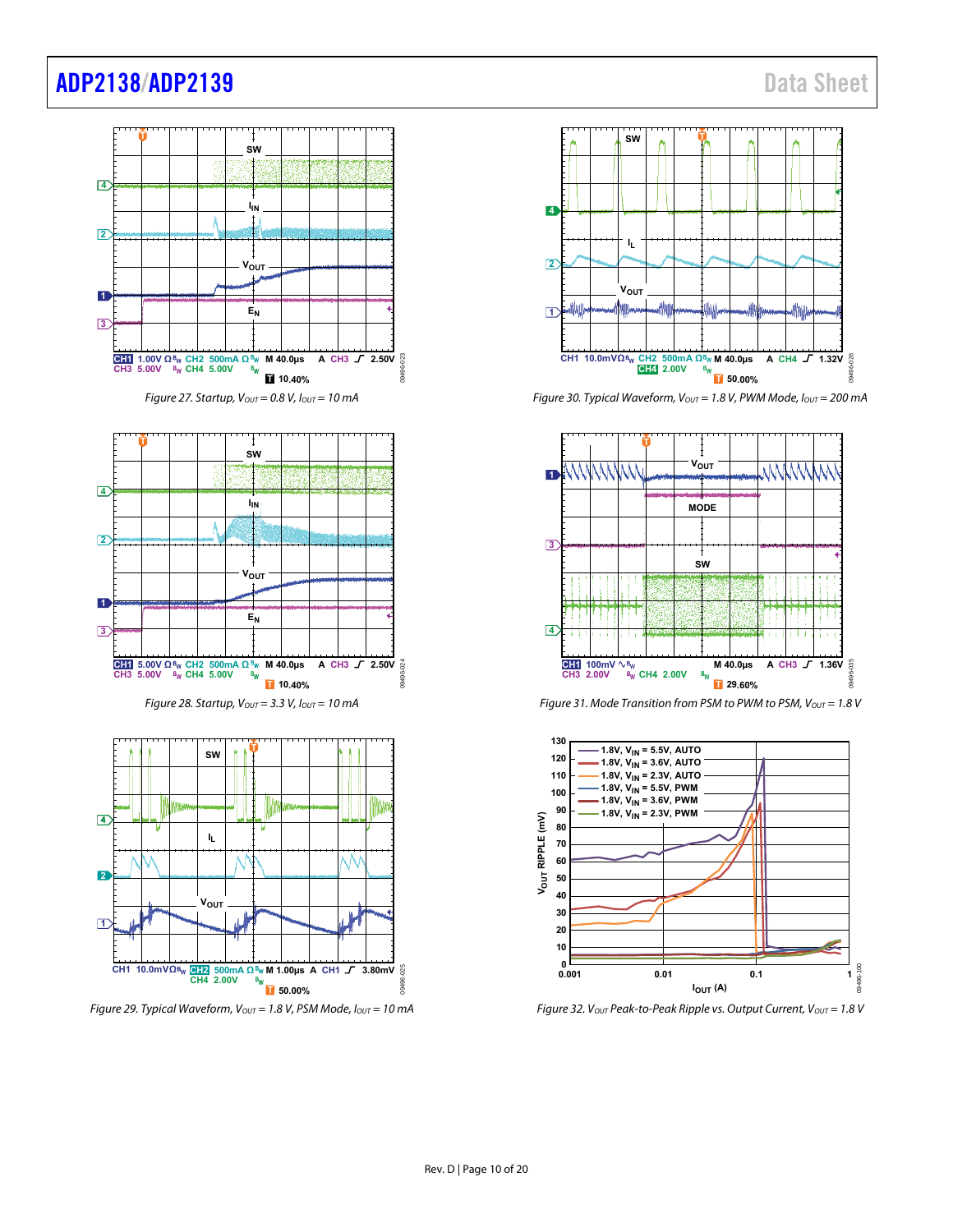Figure 27. Startup, $V_{OUT}$ = 0.8 V, $I_{OUT}$ = 10 mA

Figure 28. Startup, $V_{OUT}$ = 3.3 V, $I_{OUT}$ = 10 mA

Figure 29. Typical Waveform, $V_{OUT}$ = 1.8 V, PSM Mode, $I_{OUT}$ = 10 mA

Figure 30. Typical Waveform, $V_{OUT}$ = 1.8 V, PWM Mode, $I_{OUT}$ = 200 mA

Figure 31. Mode Transition from PSM to PWM to PSM, $V_{OUT}$ = 1.8 V

Figure 32. $V_{OUT}$ Peak-to-Peak Ripple vs. Output Current, $V_{OUT}$ = 1.8 V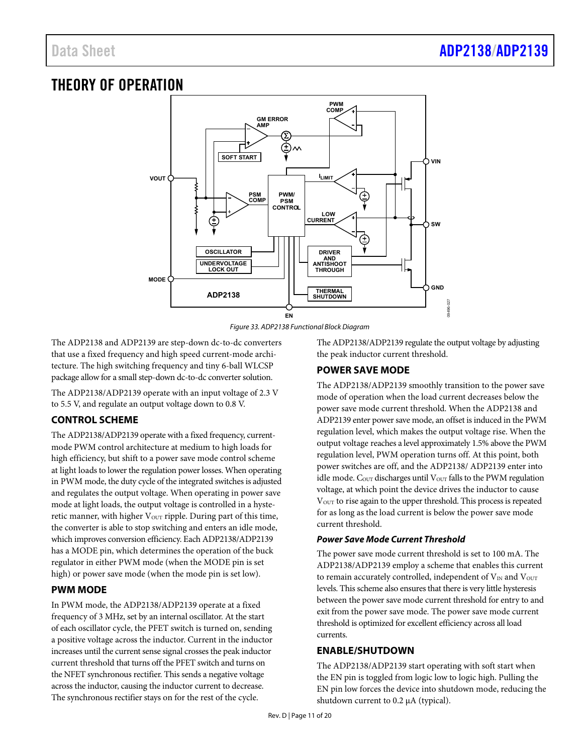# THEORY OF OPERATION

Figure 33. ADP2138 Functional Block Diagram

The ADP2138 and ADP2139 are step-down dc-to-dc converters that use a fixed frequency and high speed current-mode architecture. The high switching frequency and tiny 6-ball WLCSP package allow for a small step-down dc-to-dc converter solution.

The ADP2138/ADP2139 operate with an input voltage of 2.3 V to 5.5 V, and regulate an output voltage down to 0.8 V.

## CONTROL SCHEME

The ADP2138/ADP2139 operate with a fixed frequency, current-mode PWM control architecture at medium to high loads for high efficiency, but shift to a power save mode control scheme at light loads to lower the regulation power losses. When operating in PWM mode, the duty cycle of the integrated switches is adjusted and regulates the output voltage. When operating in power save mode at light loads, the output voltage is controlled in a hysteretic manner, with higher $V_{OUT}$ ripple. During part of this time, the converter is able to stop switching and enters an idle mode, which improves conversion efficiency. Each ADP2138/ADP2139 has a MODE pin, which determines the operation of the buck regulator in either PWM mode (when the MODE pin is set high) or power save mode (when the mode pin is set low).

## PWM MODE

In PWM mode, the ADP2138/ADP2139 operate at a fixed frequency of 3 MHz, set by an internal oscillator. At the start of each oscillator cycle, the PFET switch is turned on, sending a positive voltage across the inductor. Current in the inductor increases until the current sense signal crosses the peak inductor current threshold that turns off the PFET switch and turns on the NFET synchronous rectifier. This sends a negative voltage across the inductor, causing the inductor current to decrease. The synchronous rectifier stays on for the rest of the cycle.

The ADP2138/ADP2139 regulate the output voltage by adjusting the peak inductor current threshold.

## POWER SAVE MODE

The ADP2138/ADP2139 smoothly transition to the power save mode of operation when the load current decreases below the power save mode current threshold. When the ADP2138 and ADP2139 enter power save mode, an offset is induced in the PWM regulation level, which makes the output voltage rise. When the output voltage reaches a level approximately 1.5% above the PWM regulation level, PWM operation turns off. At this point, both power switches are off, and the ADP2138/ ADP2139 enter into idle mode. $C_{OUT}$ discharges until $V_{OUT}$ falls to the PWM regulation voltage, at which point the device drives the inductor to cause $V_{OUT}$ to rise again to the upper threshold. This process is repeated for as long as the load current is below the power save mode current threshold.

### *Power Save Mode Current Threshold*

The power save mode current threshold is set to 100 mA. The ADP2138/ADP2139 employ a scheme that enables this current to remain accurately controlled, independent of $V_{IN}$ and $V_{OUT}$ levels. This scheme also ensures that there is very little hysteresis between the power save mode current threshold for entry to and exit from the power save mode. The power save mode current threshold is optimized for excellent efficiency across all load currents.

## ENABLE/SHUTDOWN

The ADP2138/ADP2139 start operating with soft start when the EN pin is toggled from logic low to logic high. Pulling the EN pin low forces the device into shutdown mode, reducing the shutdown current to 0.2 µA (typical).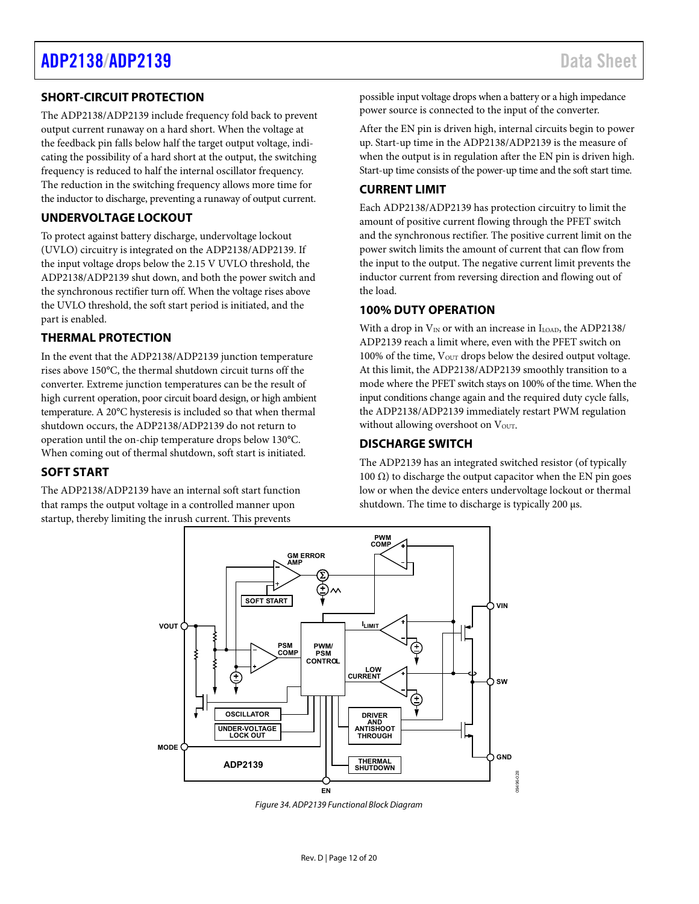## SHORT-CIRCUIT PROTECTION

The ADP2138/ADP2139 include frequency fold back to prevent output current runaway on a hard short. When the voltage at the feedback pin falls below half the target output voltage, indicating the possibility of a hard short at the output, the switching frequency is reduced to half the internal oscillator frequency. The reduction in the switching frequency allows more time for the inductor to discharge, preventing a runaway of output current.

## UNDERVOLTAGE LOCKOUT

To protect against battery discharge, undervoltage lockout (UVLO) circuitry is integrated on the ADP2138/ADP2139. If the input voltage drops below the 2.15 V UVLO threshold, the ADP2138/ADP2139 shut down, and both the power switch and the synchronous rectifier turn off. When the voltage rises above the UVLO threshold, the soft start period is initiated, and the part is enabled.

## THERMAL PROTECTION

In the event that the ADP2138/ADP2139 junction temperature rises above 150°C, the thermal shutdown circuit turns off the converter. Extreme junction temperatures can be the result of high current operation, poor circuit board design, or high ambient temperature. A 20°C hysteresis is included so that when thermal shutdown occurs, the ADP2138/ADP2139 do not return to operation until the on-chip temperature drops below 130°C. When coming out of thermal shutdown, soft start is initiated.

## SOFT START

The ADP2138/ADP2139 have an internal soft start function that ramps the output voltage in a controlled manner upon startup, thereby limiting the inrush current. This prevents possible input voltage drops when a battery or a high impedance power source is connected to the input of the converter.

After the EN pin is driven high, internal circuits begin to power up. Start-up time in the ADP2138/ADP2139 is the measure of when the output is in regulation after the EN pin is driven high. Start-up time consists of the power-up time and the soft start time.

## CURRENT LIMIT

Each ADP2138/ADP2139 has protection circuitry to limit the amount of positive current flowing through the PFET switch and the synchronous rectifier. The positive current limit on the power switch limits the amount of current that can flow from the input to the output. The negative current limit prevents the inductor current from reversing direction and flowing out of the load.

## 100% DUTY OPERATION

With a drop in $V_{IN}$ or with an increase in $I_{LOAD}$, the ADP2138/ADP2139 reach a limit where, even with the PFET switch on 100% of the time, $V_{OUT}$ drops below the desired output voltage. At this limit, the ADP2138/ADP2139 smoothly transition to a mode where the PFET switch stays on 100% of the time. When the input conditions change again and the required duty cycle falls, the ADP2138/ADP2139 immediately restart PWM regulation without allowing overshoot on $V_{OUT}$.

## DISCHARGE SWITCH

The ADP2139 has an integrated switched resistor (of typically 100 Ω) to discharge the output capacitor when the EN pin goes low or when the device enters undervoltage lockout or thermal shutdown. The time to discharge is typically 200 µs.

*Figure 34. ADP2139 Functional Block Diagram*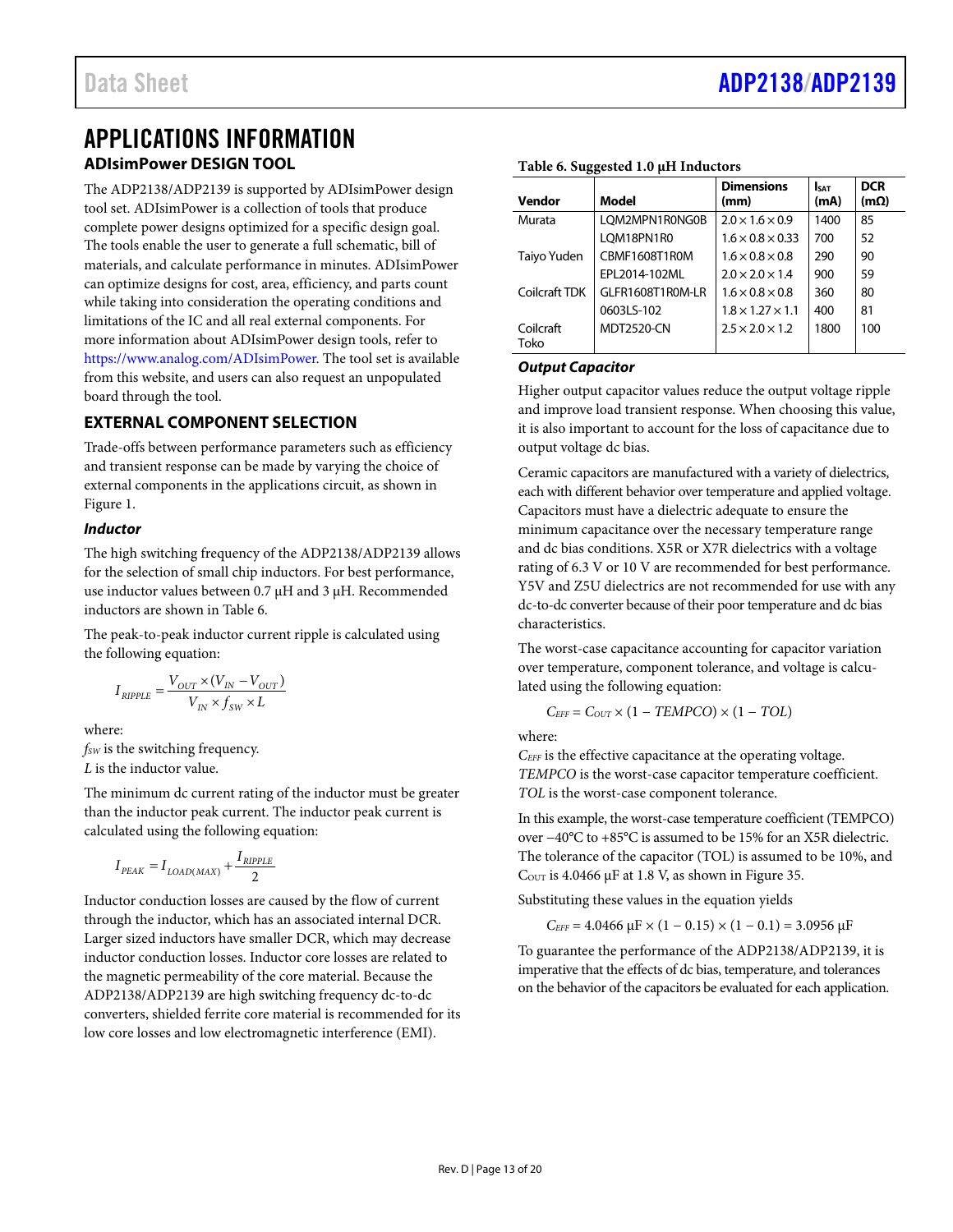# APPLICATIONS INFORMATION

## ADIsimPower DESIGN TOOL

The ADP2138/ADP2139 is supported by ADIsimPower design tool set. ADIsimPower is a collection of tools that produce complete power designs optimized for a specific design goal. The tools enable the user to generate a full schematic, bill of materials, and calculate performance in minutes. ADIsimPower can optimize designs for cost, area, efficiency, and parts count while taking into consideration the operating conditions and limitations of the IC and all real external components. For more information about ADIsimPower design tools, refer to https://www.analog.com/ADIsimPower. The tool set is available from this website, and users can also request an unpopulated board through the tool.

## EXTERNAL COMPONENT SELECTION

Trade-offs between performance parameters such as efficiency and transient response can be made by varying the choice of external components in the applications circuit, as shown in Figure 1.

### *Inductor*

The high switching frequency of the ADP2138/ADP2139 allows for the selection of small chip inductors. For best performance, use inductor values between 0.7 µH and 3 µH. Recommended inductors are shown in Table 6.

The peak-to-peak inductor current ripple is calculated using the following equation:

$$I_{RIPPLE} = \frac{V_{OUT} \times (V_{IN} - V_{OUT})}{V_{IN} \times f_{SW} \times L}$$

where:
$f_{SW}$ is the switching frequency.
$L$ is the inductor value.

The minimum dc current rating of the inductor must be greater than the inductor peak current. The inductor peak current is calculated using the following equation:

$$I_{PEAK} = I_{LOAD(MAX)} + \frac{I_{RIPPLE}}{2}$$

Inductor conduction losses are caused by the flow of current through the inductor, which has an associated internal DCR. Larger sized inductors have smaller DCR, which may decrease inductor conduction losses. Inductor core losses are related to the magnetic permeability of the core material. Because the ADP2138/ADP2139 are high switching frequency dc-to-dc converters, shielded ferrite core material is recommended for its low core losses and low electromagnetic interference (EMI).

**Table 6. Suggested 1.0 µH Inductors**

| Vendor | Model | Dimensions (mm) | $I_{SAT}$ (mA) | DCR (mΩ) |
|---|---|---|---|---|
| Murata | LQM2MPN1R0NG0B | 2.0 × 1.6 × 0.9 | 1400 | 85 |
| | LQM18PN1R0 | 1.6 × 0.8 × 0.33 | 700 | 52 |
| Taiyo Yuden | CBMF1608T1R0M | 1.6 × 0.8 × 0.8 | 290 | 90 |
| | EPL2014-102ML | 2.0 × 2.0 × 1.4 | 900 | 59 |
| Coilcraft TDK | GLFR1608T1R0M-LR | 1.6 × 0.8 × 0.8 | 360 | 80 |
| | 0603LS-102 | 1.8 × 1.27 × 1.1 | 400 | 81 |
| Coilcraft Toko | MDT2520-CN | 2.5 × 2.0 × 1.2 | 1800 | 100 |

### *Output Capacitor*

Higher output capacitor values reduce the output voltage ripple and improve load transient response. When choosing this value, it is also important to account for the loss of capacitance due to output voltage dc bias.

Ceramic capacitors are manufactured with a variety of dielectrics, each with different behavior over temperature and applied voltage. Capacitors must have a dielectric adequate to ensure the minimum capacitance over the necessary temperature range and dc bias conditions. X5R or X7R dielectrics with a voltage rating of 6.3 V or 10 V are recommended for best performance. Y5V and Z5U dielectrics are not recommended for use with any dc-to-dc converter because of their poor temperature and dc bias characteristics.

The worst-case capacitance accounting for capacitor variation over temperature, component tolerance, and voltage is calculated using the following equation:

$$C_{EFF} = C_{OUT} \times (1 - TEMPCO) \times (1 - TOL)$$

where:
$C_{EFF}$ is the effective capacitance at the operating voltage.
*TEMPCO* is the worst-case capacitor temperature coefficient.
*TOL* is the worst-case component tolerance.

In this example, the worst-case temperature coefficient (TEMPCO) over −40°C to +85°C is assumed to be 15% for an X5R dielectric. The tolerance of the capacitor (TOL) is assumed to be 10%, and $C_{OUT}$ is 4.0466 µF at 1.8 V, as shown in Figure 35.

Substituting these values in the equation yields

$$C_{EFF} = 4.0466\ \mu F \times (1 - 0.15) \times (1 - 0.1) = 3.0956\ \mu F$$

To guarantee the performance of the ADP2138/ADP2139, it is imperative that the effects of dc bias, temperature, and tolerances on the behavior of the capacitors be evaluated for each application.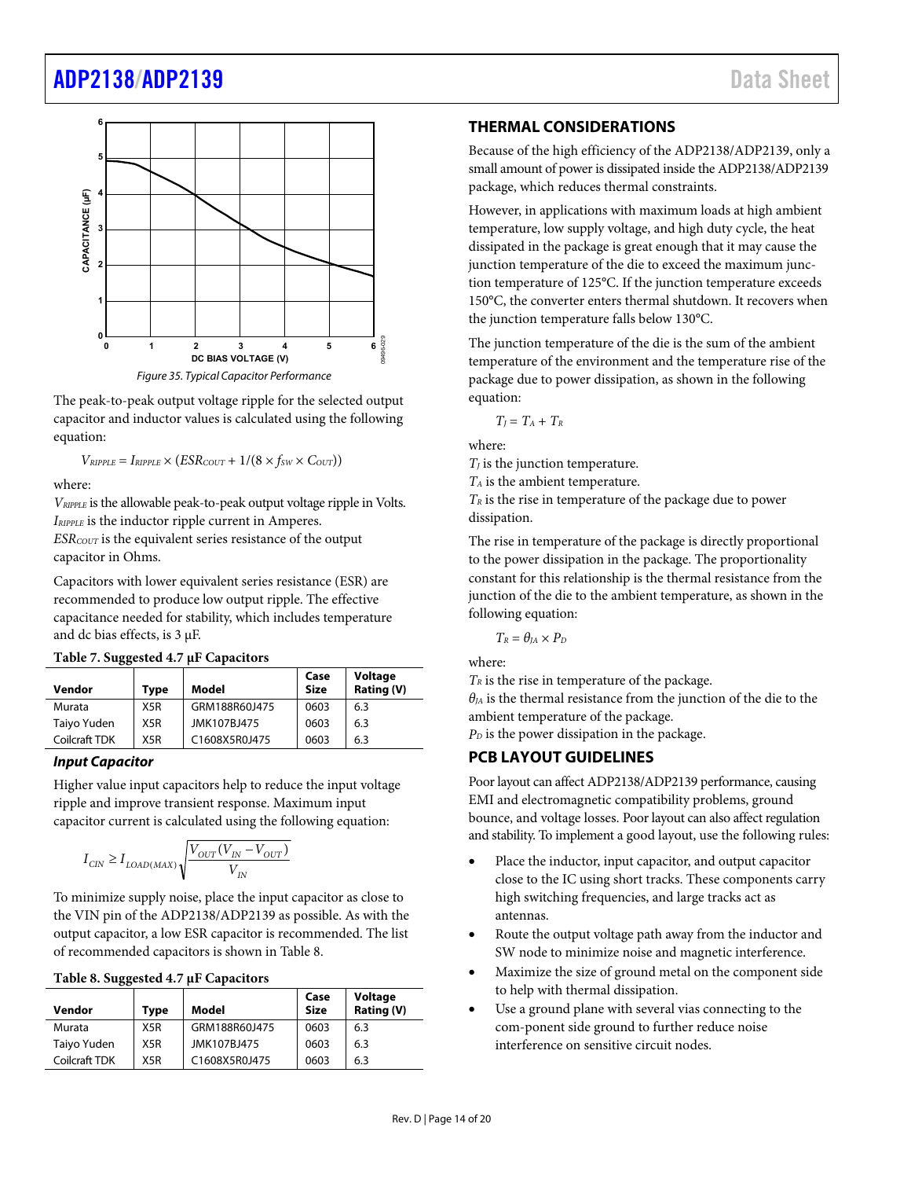Figure 35. Typical Capacitor Performance

The peak-to-peak output voltage ripple for the selected output capacitor and inductor values is calculated using the following equation:

$$V_{RIPPLE} = I_{RIPPLE} \times (ESR_{COUT} + 1/(8 \times f_{SW} \times C_{OUT}))$$

where:

$V_{RIPPLE}$ is the allowable peak-to-peak output voltage ripple in Volts.
$I_{RIPPLE}$ is the inductor ripple current in Amperes.
$ESR_{COUT}$ is the equivalent series resistance of the output capacitor in Ohms.

Capacitors with lower equivalent series resistance (ESR) are recommended to produce low output ripple. The effective capacitance needed for stability, which includes temperature and dc bias effects, is 3 µF.

**Table 7. Suggested 4.7 µF Capacitors**

| Vendor | Type | Model | Case Size | Voltage Rating (V) |
|---|---|---|---|---|
| Murata | X5R | GRM188R60J475 | 0603 | 6.3 |
| Taiyo Yuden | X5R | JMK107BJ475 | 0603 | 6.3 |
| Coilcraft TDK | X5R | C1608X5R0J475 | 0603 | 6.3 |

### *Input Capacitor*

Higher value input capacitors help to reduce the input voltage ripple and improve transient response. Maximum input capacitor current is calculated using the following equation:

$$I_{CIN} \geq I_{LOAD(MAX)}\sqrt{\frac{V_{OUT}(V_{IN} - V_{OUT})}{V_{IN}}}$$

To minimize supply noise, place the input capacitor as close to the VIN pin of the ADP2138/ADP2139 as possible. As with the output capacitor, a low ESR capacitor is recommended. The list of recommended capacitors is shown in Table 8.

**Table 8. Suggested 4.7 µF Capacitors**

| Vendor | Type | Model | Case Size | Voltage Rating (V) |
|---|---|---|---|---|
| Murata | X5R | GRM188R60J475 | 0603 | 6.3 |
| Taiyo Yuden | X5R | JMK107BJ475 | 0603 | 6.3 |
| Coilcraft TDK | X5R | C1608X5R0J475 | 0603 | 6.3 |

## THERMAL CONSIDERATIONS

Because of the high efficiency of the ADP2138/ADP2139, only a small amount of power is dissipated inside the ADP2138/ADP2139 package, which reduces thermal constraints.

However, in applications with maximum loads at high ambient temperature, low supply voltage, and high duty cycle, the heat dissipated in the package is great enough that it may cause the junction temperature of the die to exceed the maximum junction temperature of 125°C. If the junction temperature exceeds 150°C, the converter enters thermal shutdown. It recovers when the junction temperature falls below 130°C.

The junction temperature of the die is the sum of the ambient temperature of the environment and the temperature rise of the package due to power dissipation, as shown in the following equation:

$$T_J = T_A + T_R$$

where:

$T_J$ is the junction temperature.
$T_A$ is the ambient temperature.
$T_R$ is the rise in temperature of the package due to power dissipation.

The rise in temperature of the package is directly proportional to the power dissipation in the package. The proportionality constant for this relationship is the thermal resistance from the junction of the die to the ambient temperature, as shown in the following equation:

$$T_R = \theta_{JA} \times P_D$$

where:

$T_R$ is the rise in temperature of the package.
$\theta_{JA}$ is the thermal resistance from the junction of the die to the ambient temperature of the package.
$P_D$ is the power dissipation in the package.

## PCB LAYOUT GUIDELINES

Poor layout can affect ADP2138/ADP2139 performance, causing EMI and electromagnetic compatibility problems, ground bounce, and voltage losses. Poor layout can also affect regulation and stability. To implement a good layout, use the following rules:

- Place the inductor, input capacitor, and output capacitor close to the IC using short tracks. These components carry high switching frequencies, and large tracks act as antennas.
- Route the output voltage path away from the inductor and SW node to minimize noise and magnetic interference.
- Maximize the size of ground metal on the component side to help with thermal dissipation.
- Use a ground plane with several vias connecting to the com-ponent side ground to further reduce noise interference on sensitive circuit nodes.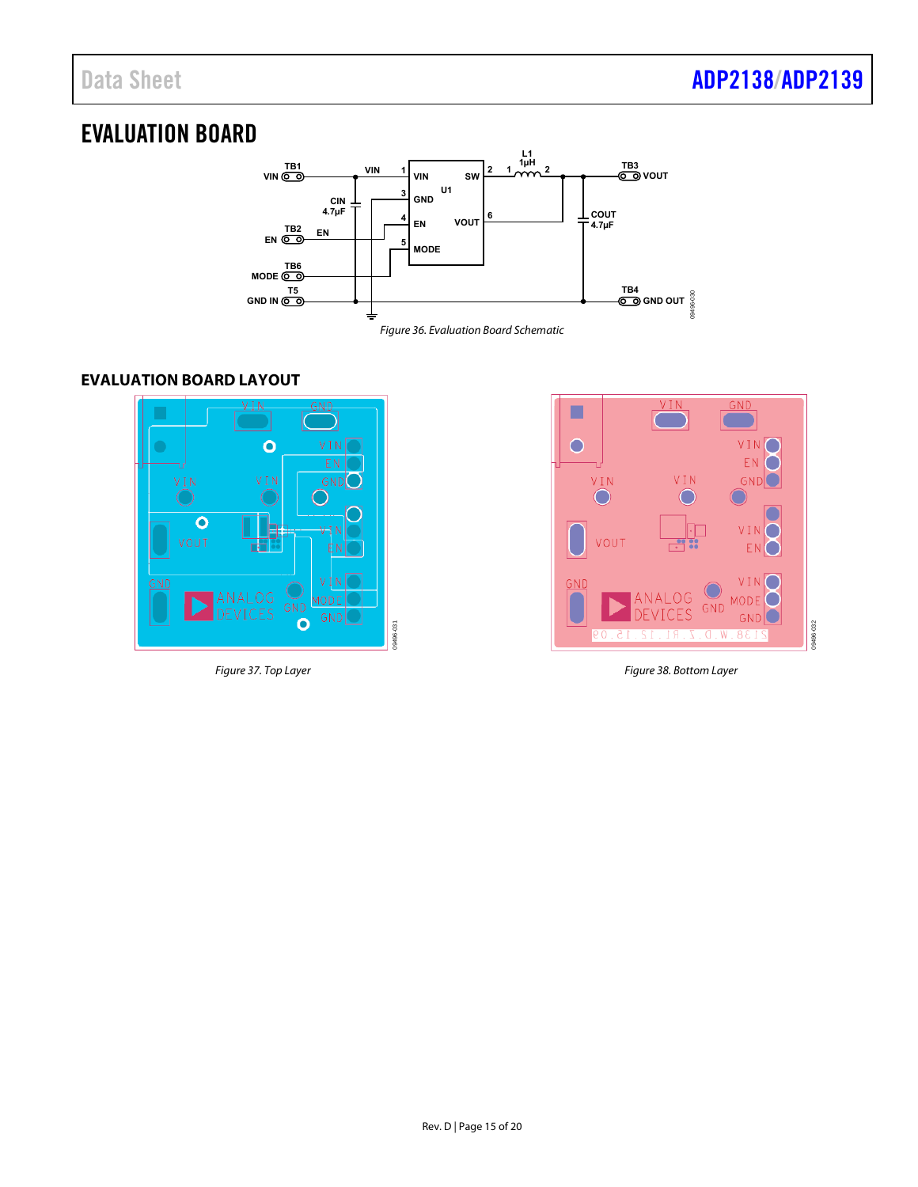# EVALUATION BOARD

*Figure 36. Evaluation Board Schematic*

## EVALUATION BOARD LAYOUT

*Figure 37. Top Layer*

*Figure 38. Bottom Layer*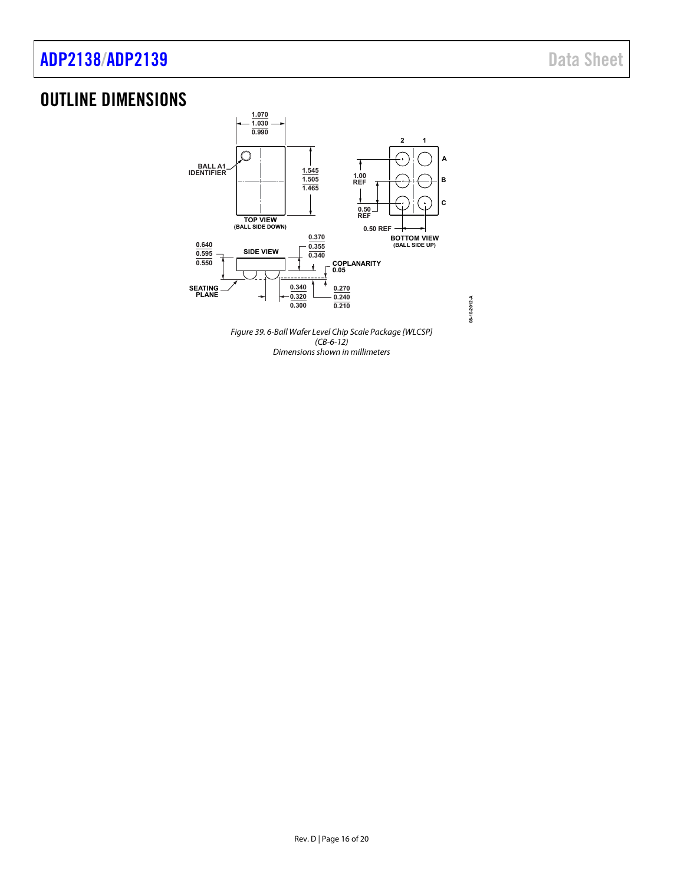# OUTLINE DIMENSIONS

*Figure 39. 6-Ball Wafer Level Chip Scale Package [WLCSP] (CB-6-12) Dimensions shown in millimeters*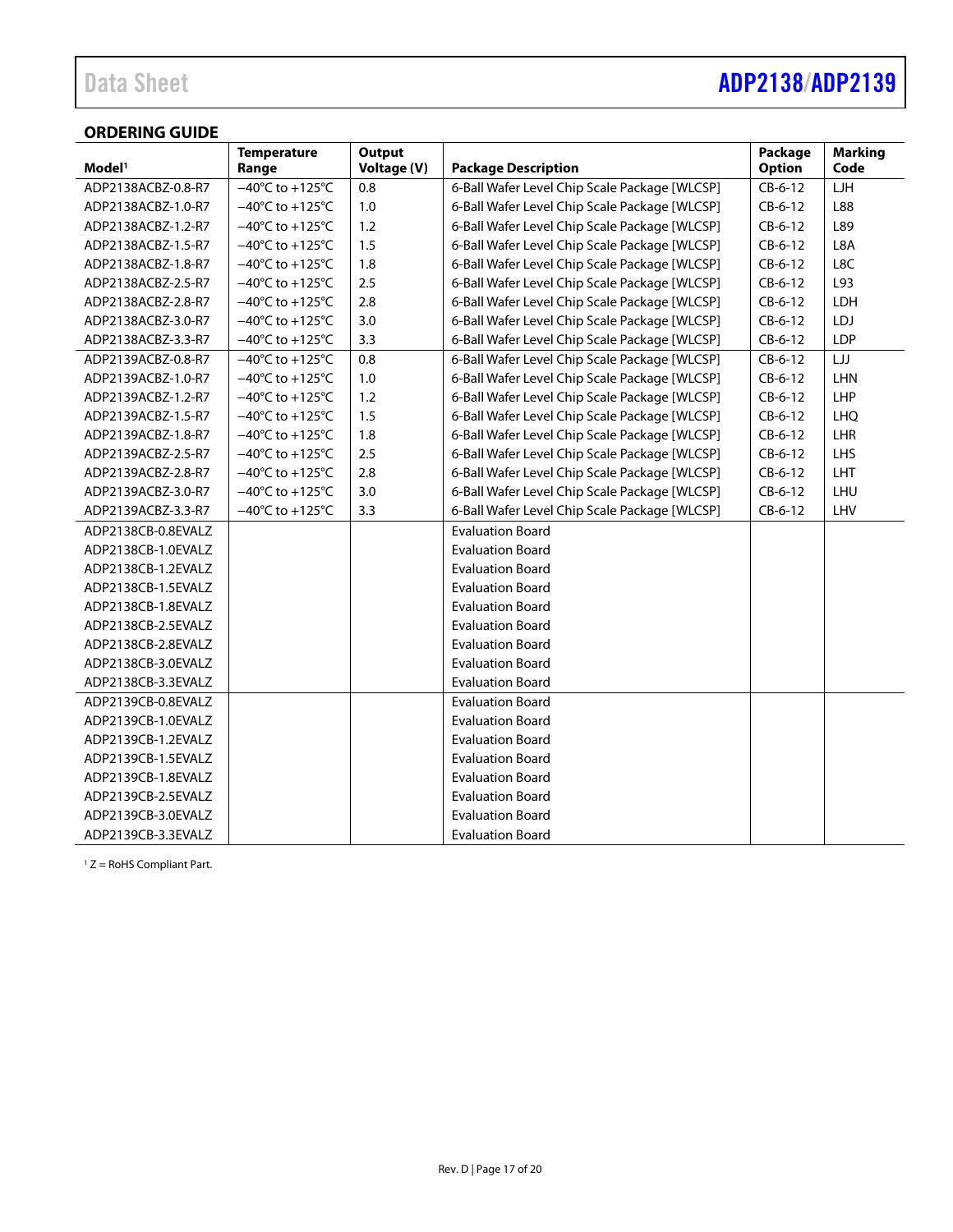## ORDERING GUIDE

| Model[1] | Temperature Range | Output Voltage (V) | Package Description | Package Option | Marking Code |
|---|---|---|---|---|---|
| ADP2138ACBZ-0.8-R7 | −40°C to +125°C | 0.8 | 6-Ball Wafer Level Chip Scale Package [WLCSP] | CB-6-12 | LJH |
| ADP2138ACBZ-1.0-R7 | −40°C to +125°C | 1.0 | 6-Ball Wafer Level Chip Scale Package [WLCSP] | CB-6-12 | L88 |
| ADP2138ACBZ-1.2-R7 | −40°C to +125°C | 1.2 | 6-Ball Wafer Level Chip Scale Package [WLCSP] | CB-6-12 | L89 |
| ADP2138ACBZ-1.5-R7 | −40°C to +125°C | 1.5 | 6-Ball Wafer Level Chip Scale Package [WLCSP] | CB-6-12 | L8A |
| ADP2138ACBZ-1.8-R7 | −40°C to +125°C | 1.8 | 6-Ball Wafer Level Chip Scale Package [WLCSP] | CB-6-12 | L8C |
| ADP2138ACBZ-2.5-R7 | −40°C to +125°C | 2.5 | 6-Ball Wafer Level Chip Scale Package [WLCSP] | CB-6-12 | L93 |
| ADP2138ACBZ-2.8-R7 | −40°C to +125°C | 2.8 | 6-Ball Wafer Level Chip Scale Package [WLCSP] | CB-6-12 | LDH |
| ADP2138ACBZ-3.0-R7 | −40°C to +125°C | 3.0 | 6-Ball Wafer Level Chip Scale Package [WLCSP] | CB-6-12 | LDJ |
| ADP2138ACBZ-3.3-R7 | −40°C to +125°C | 3.3 | 6-Ball Wafer Level Chip Scale Package [WLCSP] | CB-6-12 | LDP |
| ADP2139ACBZ-0.8-R7 | −40°C to +125°C | 0.8 | 6-Ball Wafer Level Chip Scale Package [WLCSP] | CB-6-12 | LJJ |
| ADP2139ACBZ-1.0-R7 | −40°C to +125°C | 1.0 | 6-Ball Wafer Level Chip Scale Package [WLCSP] | CB-6-12 | LHN |
| ADP2139ACBZ-1.2-R7 | −40°C to +125°C | 1.2 | 6-Ball Wafer Level Chip Scale Package [WLCSP] | CB-6-12 | LHP |
| ADP2139ACBZ-1.5-R7 | −40°C to +125°C | 1.5 | 6-Ball Wafer Level Chip Scale Package [WLCSP] | CB-6-12 | LHQ |
| ADP2139ACBZ-1.8-R7 | −40°C to +125°C | 1.8 | 6-Ball Wafer Level Chip Scale Package [WLCSP] | CB-6-12 | LHR |
| ADP2139ACBZ-2.5-R7 | −40°C to +125°C | 2.5 | 6-Ball Wafer Level Chip Scale Package [WLCSP] | CB-6-12 | LHS |
| ADP2139ACBZ-2.8-R7 | −40°C to +125°C | 2.8 | 6-Ball Wafer Level Chip Scale Package [WLCSP] | CB-6-12 | LHT |
| ADP2139ACBZ-3.0-R7 | −40°C to +125°C | 3.0 | 6-Ball Wafer Level Chip Scale Package [WLCSP] | CB-6-12 | LHU |
| ADP2139ACBZ-3.3-R7 | −40°C to +125°C | 3.3 | 6-Ball Wafer Level Chip Scale Package [WLCSP] | CB-6-12 | LHV |
| ADP2138CB-0.8EVALZ | | | Evaluation Board | | |
| ADP2138CB-1.0EVALZ | | | Evaluation Board | | |
| ADP2138CB-1.2EVALZ | | | Evaluation Board | | |
| ADP2138CB-1.5EVALZ | | | Evaluation Board | | |
| ADP2138CB-1.8EVALZ | | | Evaluation Board | | |
| ADP2138CB-2.5EVALZ | | | Evaluation Board | | |
| ADP2138CB-2.8EVALZ | | | Evaluation Board | | |
| ADP2138CB-3.0EVALZ | | | Evaluation Board | | |
| ADP2138CB-3.3EVALZ | | | Evaluation Board | | |
| ADP2139CB-0.8EVALZ | | | Evaluation Board | | |
| ADP2139CB-1.0EVALZ | | | Evaluation Board | | |
| ADP2139CB-1.2EVALZ | | | Evaluation Board | | |
| ADP2139CB-1.5EVALZ | | | Evaluation Board | | |
| ADP2139CB-1.8EVALZ | | | Evaluation Board | | |
| ADP2139CB-2.5EVALZ | | | Evaluation Board | | |
| ADP2139CB-3.0EVALZ | | | Evaluation Board | | |
| ADP2139CB-3.3EVALZ | | | Evaluation Board | | |

[1] Z = RoHS Compliant Part.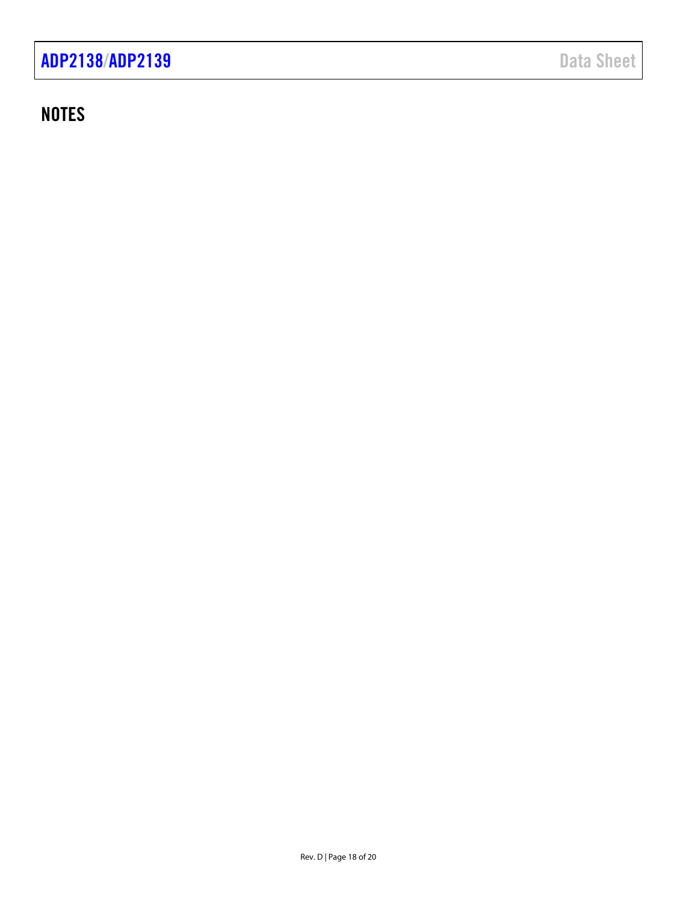## NOTES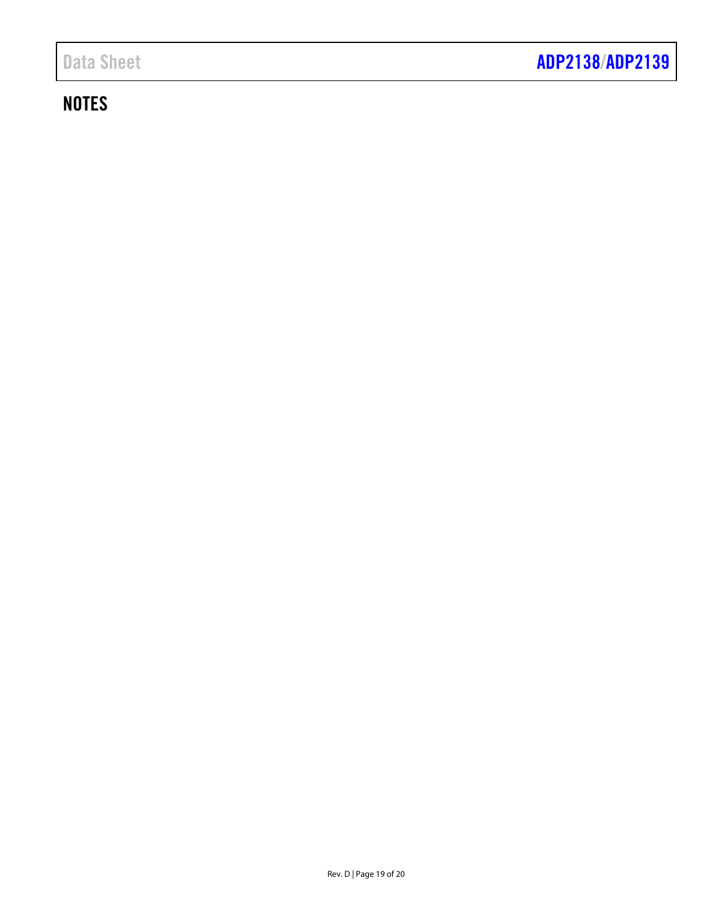## NOTES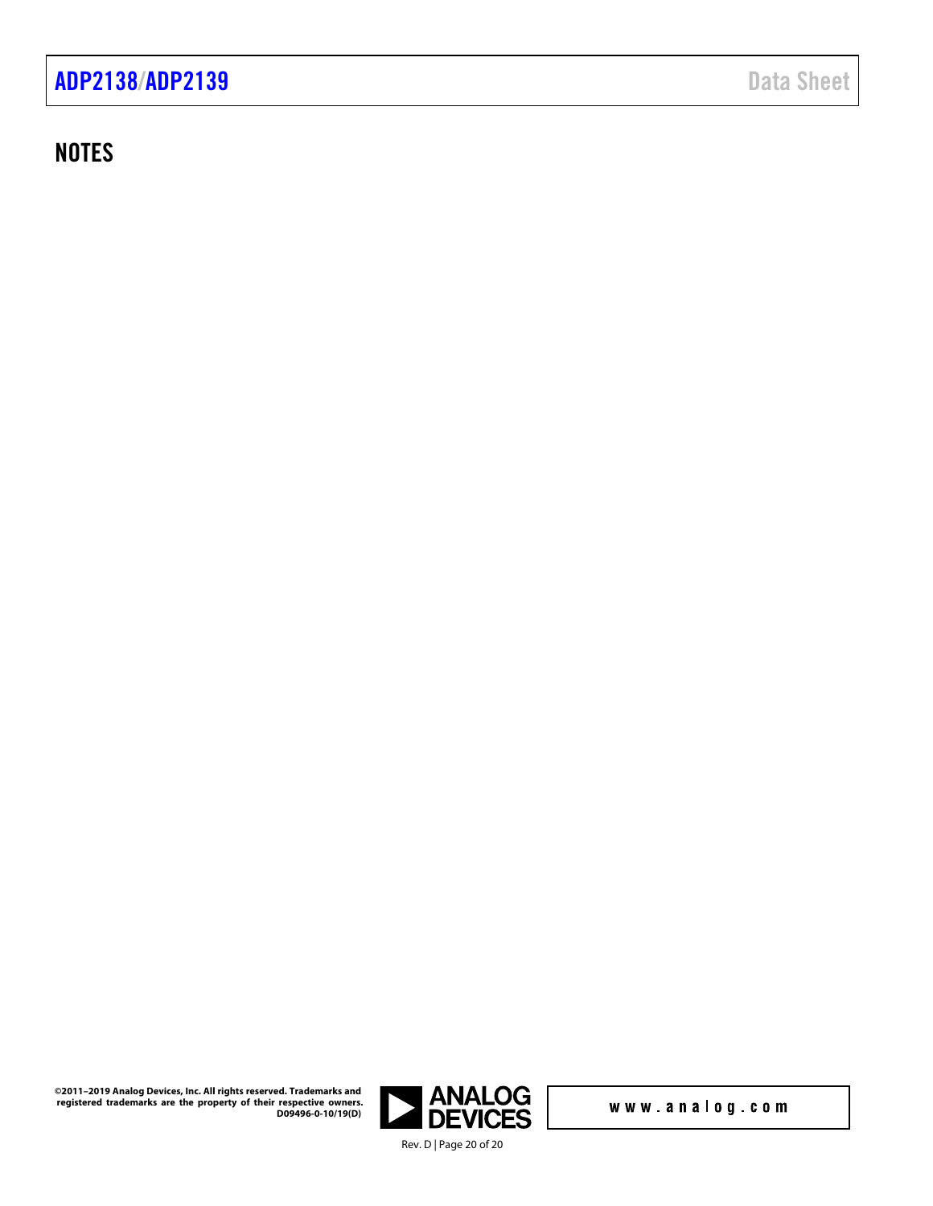## NOTES

©2011–2019 Analog Devices, Inc. All rights reserved. Trademarks and registered trademarks are the property of their respective owners.
D09496-0-10/19(D)

www.analog.com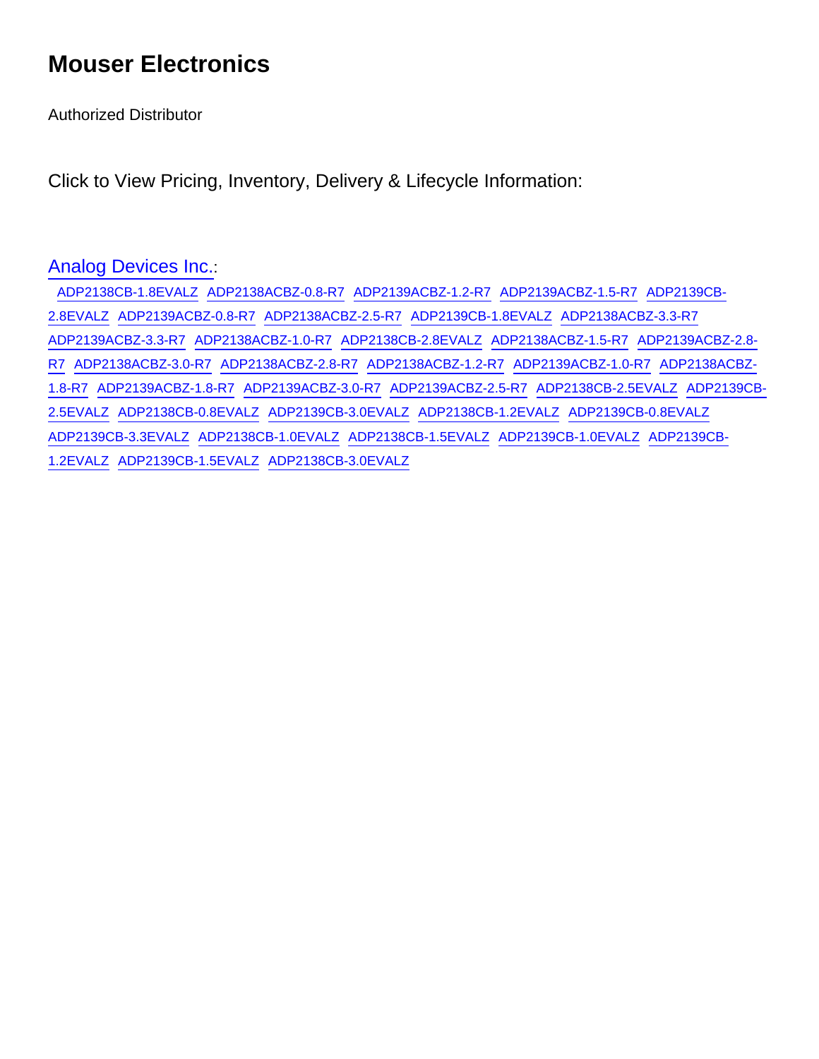# Mouser Electronics

Authorized Distributor

Click to View Pricing, Inventory, Delivery & Lifecycle Information:

Analog Devices Inc.:

ADP2138CB-1.8EVALZ ADP2138ACBZ-0.8-R7 ADP2139ACBZ-1.2-R7 ADP2139ACBZ-1.5-R7 ADP2139CB-2.8EVALZ ADP2139ACBZ-0.8-R7 ADP2138ACBZ-2.5-R7 ADP2139CB-1.8EVALZ ADP2138ACBZ-3.3-R7 ADP2139ACBZ-3.3-R7 ADP2138ACBZ-1.0-R7 ADP2138CB-2.8EVALZ ADP2138ACBZ-1.5-R7 ADP2139ACBZ-2.8-R7 ADP2138ACBZ-3.0-R7 ADP2138ACBZ-2.8-R7 ADP2138ACBZ-1.2-R7 ADP2139ACBZ-1.0-R7 ADP2138ACBZ-1.8-R7 ADP2139ACBZ-1.8-R7 ADP2139ACBZ-3.0-R7 ADP2139ACBZ-2.5-R7 ADP2138CB-2.5EVALZ ADP2139CB-2.5EVALZ ADP2138CB-0.8EVALZ ADP2139CB-3.0EVALZ ADP2138CB-1.2EVALZ ADP2139CB-0.8EVALZ ADP2139CB-3.3EVALZ ADP2138CB-1.0EVALZ ADP2138CB-1.5EVALZ ADP2139CB-1.0EVALZ ADP2139CB-1.2EVALZ ADP2139CB-1.5EVALZ ADP2138CB-3.0EVALZ